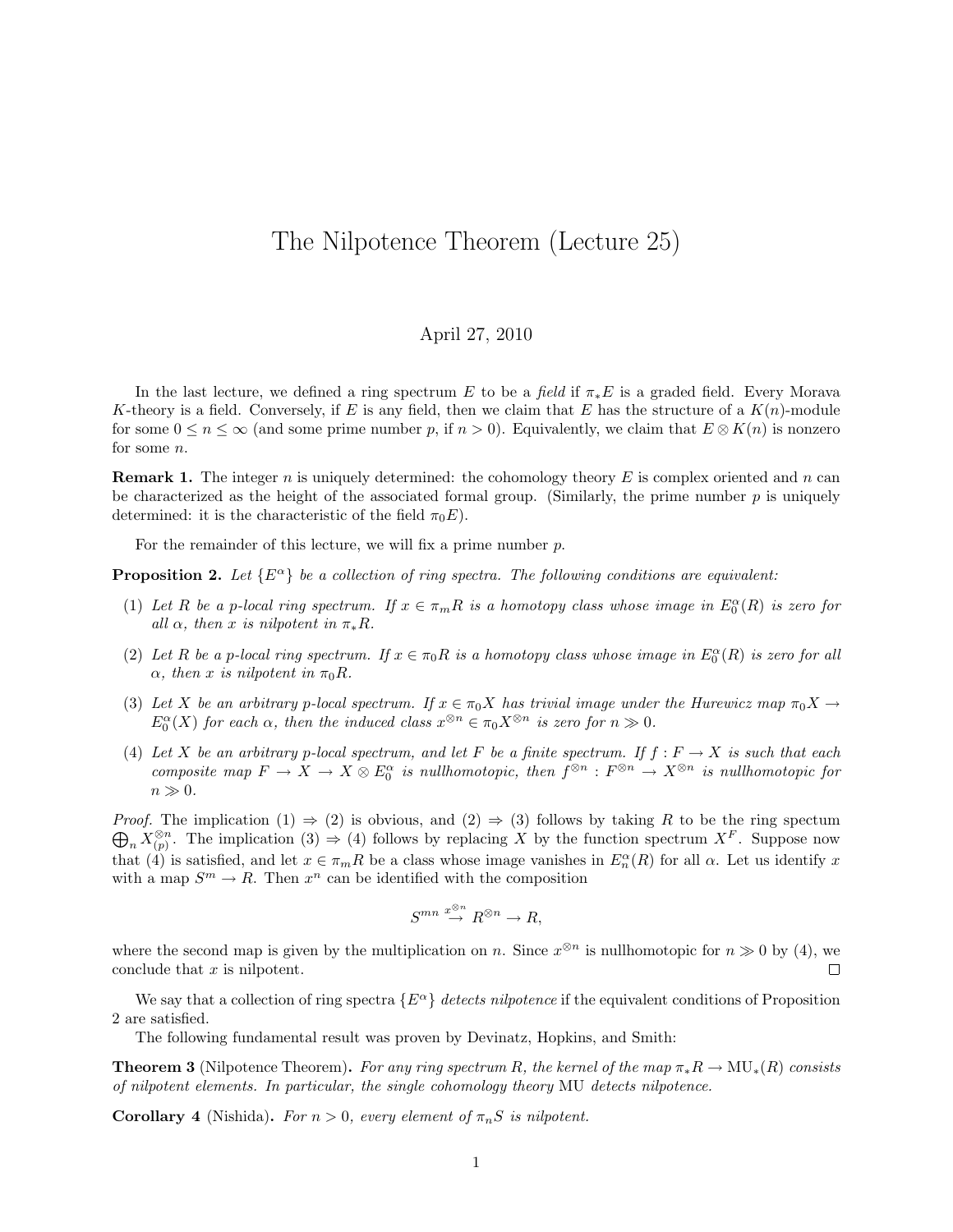# The Nilpotence Theorem (Lecture 25)

April 27, 2010

In the last lecture, we defined a ring spectrum $E$ to be a *field* if $\pi_* E$ is a graded field. Every Morava $K$-theory is a field. Conversely, if $E$ is any field, then we claim that $E$ has the structure of a $K(n)$-module for some $0 \leq n \leq \infty$ (and some prime number $p$, if $n > 0$). Equivalently, we claim that $E \otimes K(n)$ is nonzero for some $n$.

**Remark 1.** The integer $n$ is uniquely determined: the cohomology theory $E$ is complex oriented and $n$ can be characterized as the height of the associated formal group. (Similarly, the prime number $p$ is uniquely determined: it is the characteristic of the field $\pi_0 E$).

For the remainder of this lecture, we will fix a prime number $p$.

**Proposition 2.** *Let $\{E^\alpha\}$ be a collection of ring spectra. The following conditions are equivalent:*

(1) *Let $R$ be a $p$-local ring spectrum. If $x \in \pi_m R$ is a homotopy class whose image in $E^\alpha_0(R)$ is zero for all $\alpha$, then $x$ is nilpotent in $\pi_* R$.*

(2) *Let $R$ be a $p$-local ring spectrum. If $x \in \pi_0 R$ is a homotopy class whose image in $E^\alpha_0(R)$ is zero for all $\alpha$, then $x$ is nilpotent in $\pi_0 R$.*

(3) *Let $X$ be an arbitrary $p$-local spectrum. If $x \in \pi_0 X$ has trivial image under the Hurewicz map $\pi_0 X \to E^\alpha_0(X)$ for each $\alpha$, then the induced class $x^{\otimes n} \in \pi_0 X^{\otimes n}$ is zero for $n \gg 0$.*

(4) *Let $X$ be an arbitrary $p$-local spectrum, and let $F$ be a finite spectrum. If $f : F \to X$ is such that each composite map $F \to X \to X \otimes E^\alpha_0$ is nullhomotopic, then $f^{\otimes n} : F^{\otimes n} \to X^{\otimes n}$ is nullhomotopic for $n \gg 0$.*

*Proof.* The implication (1) $\Rightarrow$ (2) is obvious, and (2) $\Rightarrow$ (3) follows by taking $R$ to be the ring spectum $\bigoplus_n X^{\otimes n}_{(p)}$. The implication (3) $\Rightarrow$ (4) follows by replacing $X$ by the function spectrum $X^F$. Suppose now that (4) is satisfied, and let $x \in \pi_m R$ be a class whose image vanishes in $E^\alpha_n(R)$ for all $\alpha$. Let us identify $x$ with a map $S^m \to R$. Then $x^n$ can be identified with the composition

$$S^{mn} \xrightarrow{x^{\otimes n}} R^{\otimes n} \to R,$$

where the second map is given by the multiplication on $n$. Since $x^{\otimes n}$ is nullhomotopic for $n \gg 0$ by (4), we conclude that $x$ is nilpotent. $\square$

We say that a collection of ring spectra $\{E^\alpha\}$ *detects nilpotence* if the equivalent conditions of Proposition 2 are satisfied.

The following fundamental result was proven by Devinatz, Hopkins, and Smith:

**Theorem 3** (Nilpotence Theorem)**.** *For any ring spectrum $R$, the kernel of the map $\pi_* R \to \mathrm{MU}_*(R)$ consists of nilpotent elements. In particular, the single cohomology theory* MU *detects nilpotence.*

**Corollary 4** (Nishida)**.** *For $n > 0$, every element of $\pi_n S$ is nilpotent.*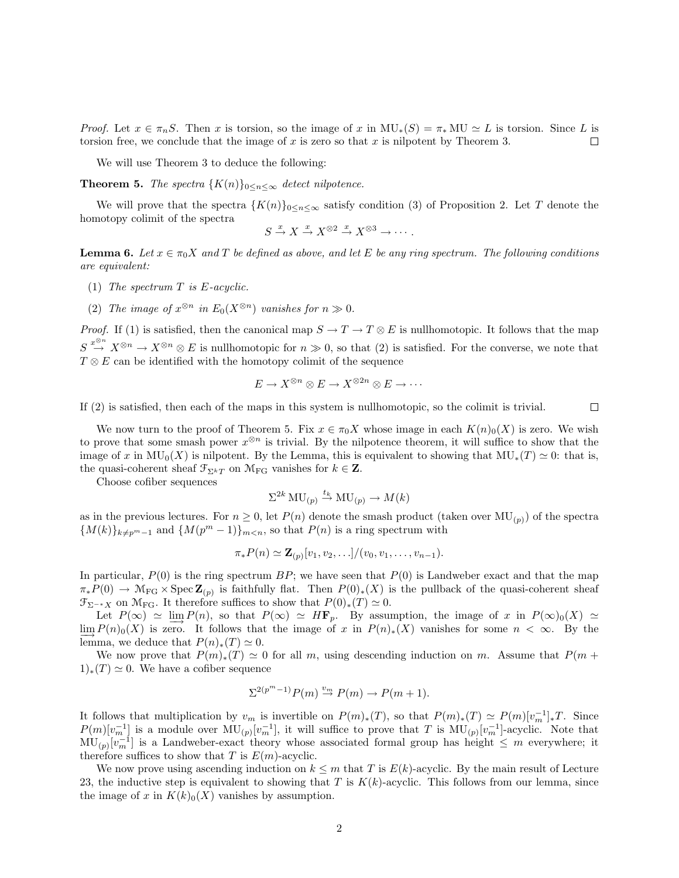*Proof.* Let $x \in \pi_n S$. Then $x$ is torsion, so the image of $x$ in $\mathrm{MU}_*(S) = \pi_* \mathrm{MU} \simeq L$ is torsion. Since $L$ is torsion free, we conclude that the image of $x$ is zero so that $x$ is nilpotent by Theorem 3. $\square$

We will use Theorem 3 to deduce the following:

**Theorem 5.** *The spectra $\{K(n)\}_{0 \le n \le \infty}$ detect nilpotence.*

We will prove that the spectra $\{K(n)\}_{0 \le n \le \infty}$ satisfy condition (3) of Proposition 2. Let $T$ denote the homotopy colimit of the spectra

$$S \xrightarrow{x} X \xrightarrow{x} X^{\otimes 2} \xrightarrow{x} X^{\otimes 3} \to \cdots.$$

**Lemma 6.** *Let $x \in \pi_0 X$ and $T$ be defined as above, and let $E$ be any ring spectrum. The following conditions are equivalent:*

1. *The spectrum $T$ is $E$-acyclic.*
2. *The image of $x^{\otimes n}$ in $E_0(X^{\otimes n})$ vanishes for $n \gg 0$.*

*Proof.* If (1) is satisfied, then the canonical map $S \to T \to T \otimes E$ is nullhomotopic. It follows that the map $S \xrightarrow{x^{\otimes n}} X^{\otimes n} \to X^{\otimes n} \otimes E$ is nullhomotopic for $n \gg 0$, so that (2) is satisfied. For the converse, we note that $T \otimes E$ can be identified with the homotopy colimit of the sequence

$$E \to X^{\otimes n} \otimes E \to X^{\otimes 2n} \otimes E \to \cdots$$

If (2) is satisfied, then each of the maps in this system is nullhomotopic, so the colimit is trivial. $\square$

We now turn to the proof of Theorem 5. Fix $x \in \pi_0 X$ whose image in each $K(n)_0(X)$ is zero. We wish to prove that some smash power $x^{\otimes n}$ is trivial. By the nilpotence theorem, it will suffice to show that the image of $x$ in $\mathrm{MU}_0(X)$ is nilpotent. By the Lemma, this is equivalent to showing that $\mathrm{MU}_*(T) \simeq 0$: that is, the quasi-coherent sheaf $\mathcal{F}_{\Sigma^k T}$ on $\mathcal{M}_{\mathrm{FG}}$ vanishes for $k \in \mathbf{Z}$.

Choose cofiber sequences

$$\Sigma^{2k} \mathrm{MU}_{(p)} \xrightarrow{t_k} \mathrm{MU}_{(p)} \to M(k)$$

as in the previous lectures. For $n \ge 0$, let $P(n)$ denote the smash product (taken over $\mathrm{MU}_{(p)}$) of the spectra $\{M(k)\}_{k \ne p^m - 1}$ and $\{M(p^m - 1)\}_{m < n}$, so that $P(n)$ is a ring spectrum with

$$\pi_* P(n) \simeq \mathbf{Z}_{(p)}[v_1, v_2, \ldots]/(v_0, v_1, \ldots, v_{n-1}).$$

In particular, $P(0)$ is the ring spectrum $BP$; we have seen that $P(0)$ is Landweber exact and that the map $\pi_* P(0) \to \mathcal{M}_{\mathrm{FG}} \times \operatorname{Spec} \mathbf{Z}_{(p)}$ is faithfully flat. Then $P(0)_*(X)$ is the pullback of the quasi-coherent sheaf $\mathcal{F}_{\Sigma^{-*}X}$ on $\mathcal{M}_{\mathrm{FG}}$. It therefore suffices to show that $P(0)_*(T) \simeq 0$.

Let $P(\infty) \simeq \varinjlim P(n)$, so that $P(\infty) \simeq H\mathbf{F}_p$. By assumption, the image of $x$ in $P(\infty)_0(X) \simeq \varinjlim P(n)_0(X)$ is zero. It follows that the image of $x$ in $P(n)_*(X)$ vanishes for some $n < \infty$. By the lemma, we deduce that $P(n)_*(T) \simeq 0$.

We now prove that $P(m)_*(T) \simeq 0$ for all $m$, using descending induction on $m$. Assume that $P(m+1)_*(T) \simeq 0$. We have a cofiber sequence

$$\Sigma^{2(p^m - 1)} P(m) \xrightarrow{v_m} P(m) \to P(m+1).$$

It follows that multiplication by $v_m$ is invertible on $P(m)_*(T)$, so that $P(m)_*(T) \simeq P(m)[v_m^{-1}]_* T$. Since $P(m)[v_m^{-1}]$ is a module over $\mathrm{MU}_{(p)}[v_m^{-1}]$, it will suffice to prove that $T$ is $\mathrm{MU}_{(p)}[v_m^{-1}]$-acyclic. Note that $\mathrm{MU}_{(p)}[v_m^{-1}]$ is a Landweber-exact theory whose associated formal group has height $\le m$ everywhere; it therefore suffices to show that $T$ is $E(m)$-acyclic.

We now prove using ascending induction on $k \le m$ that $T$ is $E(k)$-acyclic. By the main result of Lecture 23, the inductive step is equivalent to showing that $T$ is $K(k)$-acyclic. This follows from our lemma, since the image of $x$ in $K(k)_0(X)$ vanishes by assumption.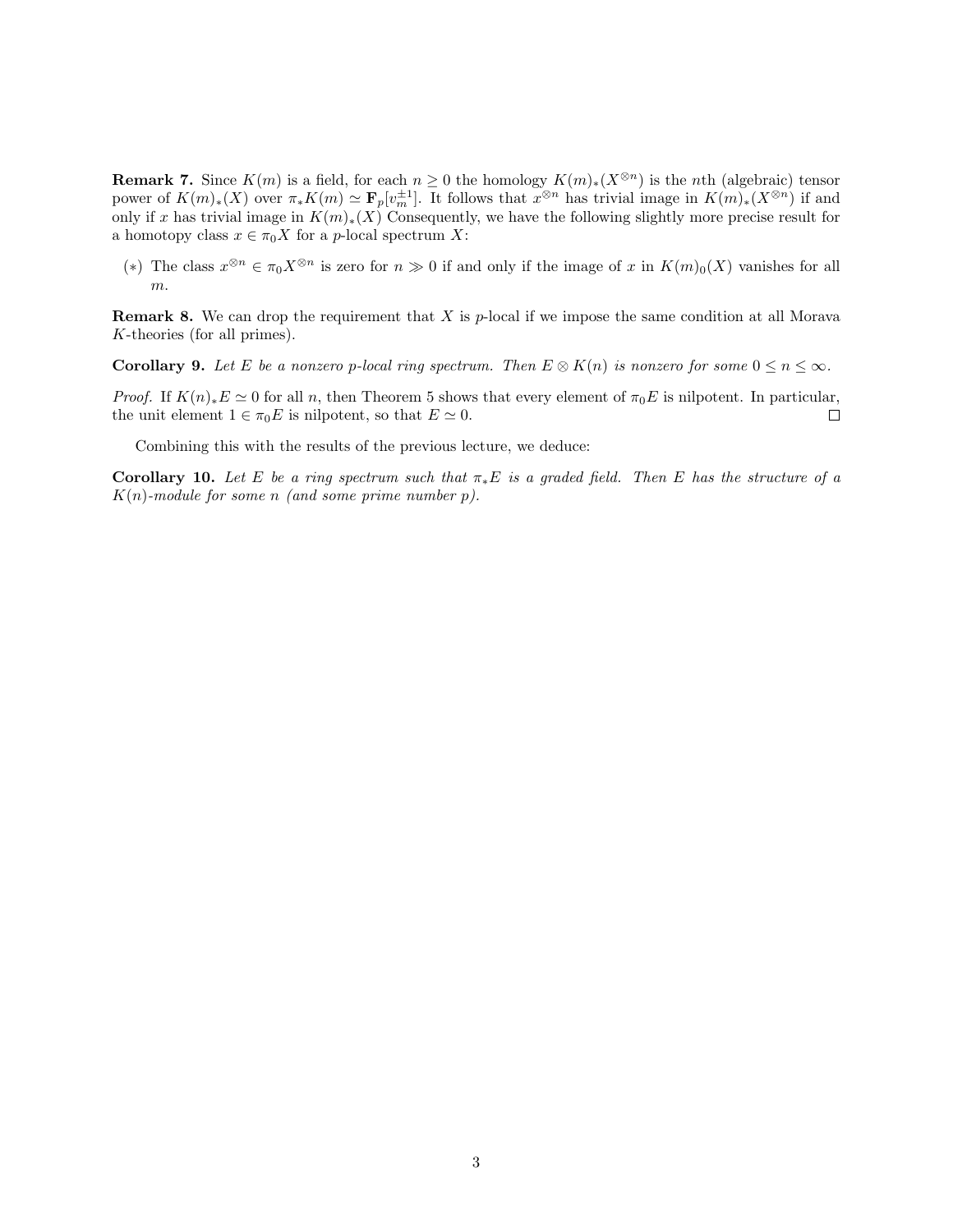**Remark 7.** Since $K(m)$ is a field, for each $n \geq 0$ the homology $K(m)_*(X^{\otimes n})$ is the $n$th (algebraic) tensor power of $K(m)_*(X)$ over $\pi_* K(m) \simeq \mathbf{F}_p[v_m^{\pm 1}]$. It follows that $x^{\otimes n}$ has trivial image in $K(m)_*(X^{\otimes n})$ if and only if $x$ has trivial image in $K(m)_*(X)$ Consequently, we have the following slightly more precise result for a homotopy class $x \in \pi_0 X$ for a $p$-local spectrum $X$:

- $(*)$ The class $x^{\otimes n} \in \pi_0 X^{\otimes n}$ is zero for $n \gg 0$ if and only if the image of $x$ in $K(m)_0(X)$ vanishes for all $m$.

**Remark 8.** We can drop the requirement that $X$ is $p$-local if we impose the same condition at all Morava $K$-theories (for all primes).

**Corollary 9.** *Let $E$ be a nonzero $p$-local ring spectrum. Then $E \otimes K(n)$ is nonzero for some $0 \leq n \leq \infty$.*

*Proof.* If $K(n)_* E \simeq 0$ for all $n$, then Theorem 5 shows that every element of $\pi_0 E$ is nilpotent. In particular, the unit element $1 \in \pi_0 E$ is nilpotent, so that $E \simeq 0$. □

Combining this with the results of the previous lecture, we deduce:

**Corollary 10.** *Let $E$ be a ring spectrum such that $\pi_* E$ is a graded field. Then $E$ has the structure of a $K(n)$-module for some $n$ (and some prime number $p$).*